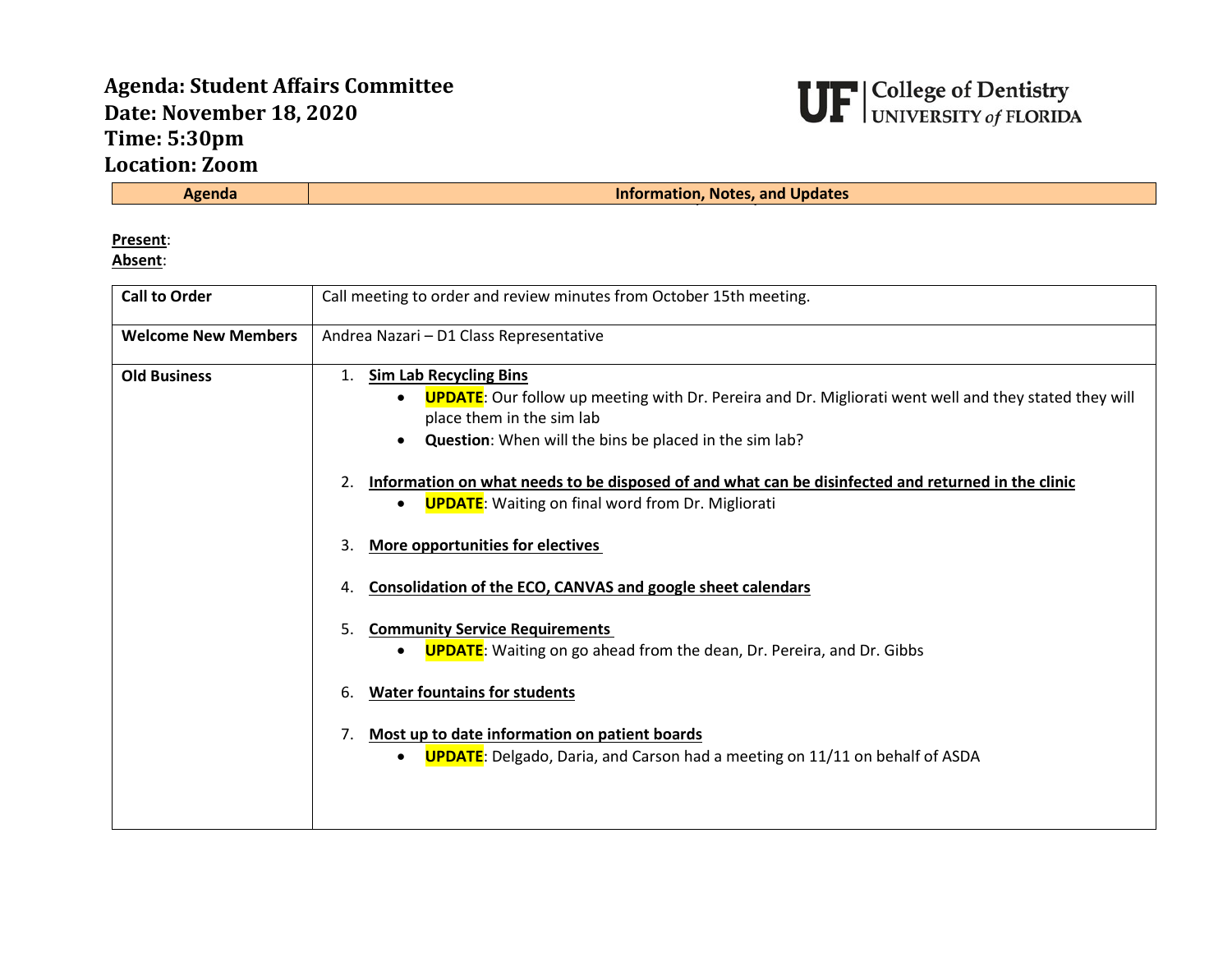# Agenda: Student Affairs Committee
# Date: November 18, 2020
# Time: 5:30pm
# Location: Zoom

UF | College of Dentistry
UNIVERSITY *of* FLORIDA

| Agenda | Information, Notes, and Updates |
|---|---|

**Present**:
**Absent**:

| | |
|---|---|
| **Call to Order** | Call meeting to order and review minutes from October 15th meeting. |
| **Welcome New Members** | Andrea Nazari – D1 Class Representative |
| **Old Business** | 1. **Sim Lab Recycling Bins**<br>• **UPDATE**: Our follow up meeting with Dr. Pereira and Dr. Migliorati went well and they stated they will place them in the sim lab<br>• **Question**: When will the bins be placed in the sim lab?<br><br>2. **Information on what needs to be disposed of and what can be disinfected and returned in the clinic**<br>• **UPDATE**: Waiting on final word from Dr. Migliorati<br><br>3. **More opportunities for electives**<br><br>4. **Consolidation of the ECO, CANVAS and google sheet calendars**<br><br>5. **Community Service Requirements**<br>• **UPDATE**: Waiting on go ahead from the dean, Dr. Pereira, and Dr. Gibbs<br><br>6. **Water fountains for students**<br><br>7. **Most up to date information on patient boards**<br>• **UPDATE**: Delgado, Daria, and Carson had a meeting on 11/11 on behalf of ASDA |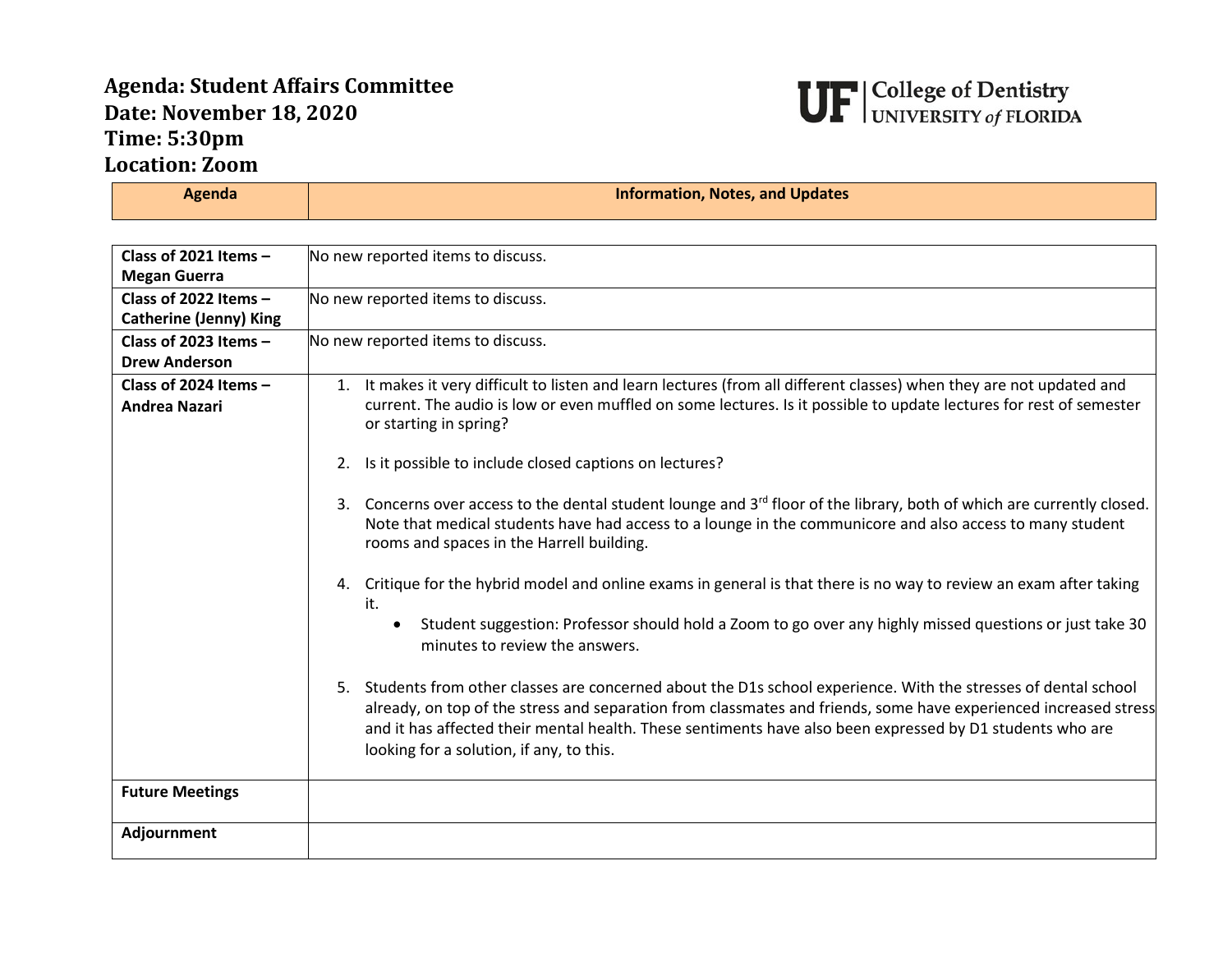**Agenda: Student Affairs Committee**
**Date: November 18, 2020**
**Time: 5:30pm**
**Location: Zoom**

UF | College of Dentistry
UNIVERSITY *of* FLORIDA

| Agenda | Information, Notes, and Updates |
|---|---|
| **Class of 2021 Items – Megan Guerra** | No new reported items to discuss. |
| **Class of 2022 Items – Catherine (Jenny) King** | No new reported items to discuss. |
| **Class of 2023 Items – Drew Anderson** | No new reported items to discuss. |
| **Class of 2024 Items – Andrea Nazari** | 1. It makes it very difficult to listen and learn lectures (from all different classes) when they are not updated and current. The audio is low or even muffled on some lectures. Is it possible to update lectures for rest of semester or starting in spring?<br><br>2. Is it possible to include closed captions on lectures?<br><br>3. Concerns over access to the dental student lounge and 3rd floor of the library, both of which are currently closed. Note that medical students have had access to a lounge in the communicore and also access to many student rooms and spaces in the Harrell building.<br><br>4. Critique for the hybrid model and online exams in general is that there is no way to review an exam after taking it.<br>• Student suggestion: Professor should hold a Zoom to go over any highly missed questions or just take 30 minutes to review the answers.<br><br>5. Students from other classes are concerned about the D1s school experience. With the stresses of dental school already, on top of the stress and separation from classmates and friends, some have experienced increased stress and it has affected their mental health. These sentiments have also been expressed by D1 students who are looking for a solution, if any, to this. |
| **Future Meetings** | |
| **Adjournment** | |